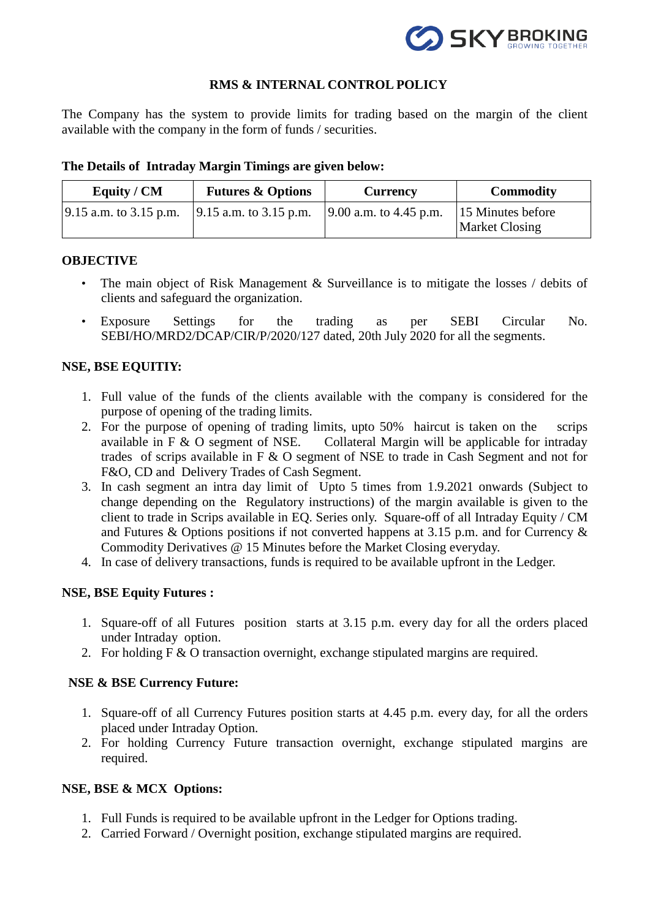# RMS & INTERNAL CONTROL POLICY

The Company has the system to provide limits for trading based on the margin of the client available with the company in the form of funds / securities.

**The Details of Intraday Margin Timings are given below:**

| Equity / CM | Futures & Options | Currency | Commodity |
|---|---|---|---|
| 9.15 a.m. to 3.15 p.m. | 9.15 a.m. to 3.15 p.m. | 9.00 a.m. to 4.45 p.m. | 15 Minutes before Market Closing |

## OBJECTIVE

- The main object of Risk Management & Surveillance is to mitigate the losses / debits of clients and safeguard the organization.
- Exposure Settings for the trading as per SEBI Circular No. SEBI/HO/MRD2/DCAP/CIR/P/2020/127 dated, 20th July 2020 for all the segments.

## NSE, BSE EQUITIY:

1. Full value of the funds of the clients available with the company is considered for the purpose of opening of the trading limits.
2. For the purpose of opening of trading limits, upto 50% haircut is taken on the scrips available in F & O segment of NSE. Collateral Margin will be applicable for intraday trades of scrips available in F & O segment of NSE to trade in Cash Segment and not for F&O, CD and Delivery Trades of Cash Segment.
3. In cash segment an intra day limit of Upto 5 times from 1.9.2021 onwards (Subject to change depending on the Regulatory instructions) of the margin available is given to the client to trade in Scrips available in EQ. Series only. Square-off of all Intraday Equity / CM and Futures & Options positions if not converted happens at 3.15 p.m. and for Currency & Commodity Derivatives @ 15 Minutes before the Market Closing everyday.
4. In case of delivery transactions, funds is required to be available upfront in the Ledger.

## NSE, BSE Equity Futures :

1. Square-off of all Futures position starts at 3.15 p.m. every day for all the orders placed under Intraday option.
2. For holding F & O transaction overnight, exchange stipulated margins are required.

## NSE & BSE Currency Future:

1. Square-off of all Currency Futures position starts at 4.45 p.m. every day, for all the orders placed under Intraday Option.
2. For holding Currency Future transaction overnight, exchange stipulated margins are required.

## NSE, BSE & MCX Options:

1. Full Funds is required to be available upfront in the Ledger for Options trading.
2. Carried Forward / Overnight position, exchange stipulated margins are required.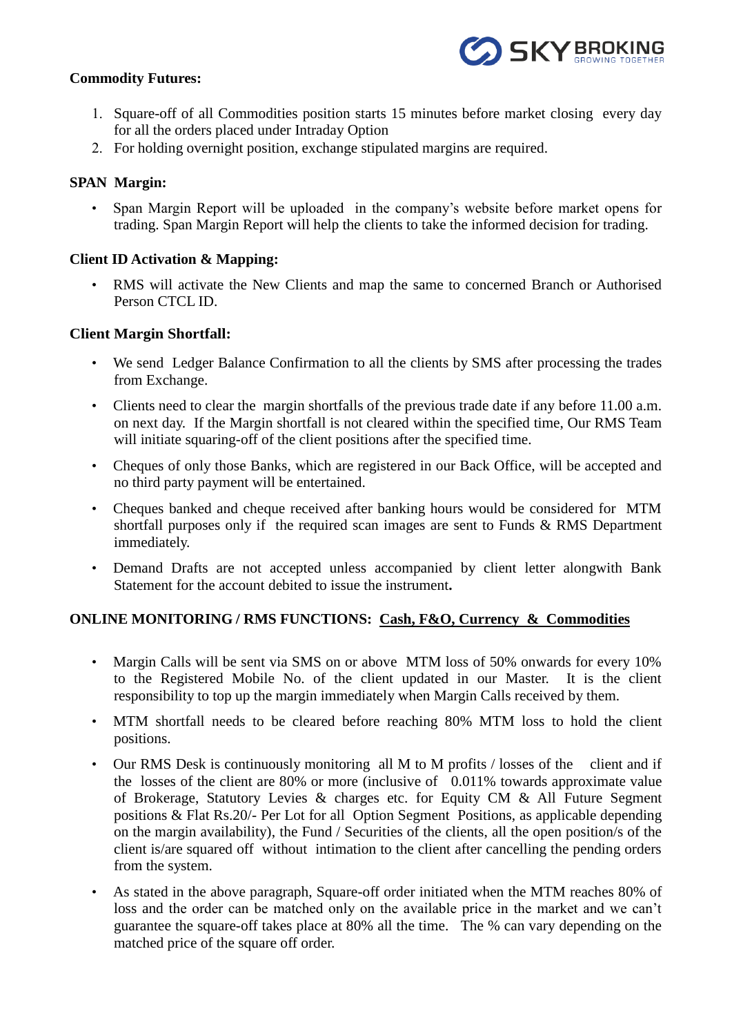**Commodity Futures:**

1. Square-off of all Commodities position starts 15 minutes before market closing every day for all the orders placed under Intraday Option
2. For holding overnight position, exchange stipulated margins are required.

**SPAN Margin:**

- Span Margin Report will be uploaded in the company's website before market opens for trading. Span Margin Report will help the clients to take the informed decision for trading.

**Client ID Activation & Mapping:**

- RMS will activate the New Clients and map the same to concerned Branch or Authorised Person CTCL ID.

**Client Margin Shortfall:**

- We send Ledger Balance Confirmation to all the clients by SMS after processing the trades from Exchange.
- Clients need to clear the margin shortfalls of the previous trade date if any before 11.00 a.m. on next day. If the Margin shortfall is not cleared within the specified time, Our RMS Team will initiate squaring-off of the client positions after the specified time.
- Cheques of only those Banks, which are registered in our Back Office, will be accepted and no third party payment will be entertained.
- Cheques banked and cheque received after banking hours would be considered for MTM shortfall purposes only if the required scan images are sent to Funds & RMS Department immediately.
- Demand Drafts are not accepted unless accompanied by client letter alongwith Bank Statement for the account debited to issue the instrument**.**

**ONLINE MONITORING / RMS FUNCTIONS: <u>Cash, F&O, Currency & Commodities</u>**

- Margin Calls will be sent via SMS on or above MTM loss of 50% onwards for every 10% to the Registered Mobile No. of the client updated in our Master. It is the client responsibility to top up the margin immediately when Margin Calls received by them.
- MTM shortfall needs to be cleared before reaching 80% MTM loss to hold the client positions.
- Our RMS Desk is continuously monitoring all M to M profits / losses of the client and if the losses of the client are 80% or more (inclusive of 0.011% towards approximate value of Brokerage, Statutory Levies & charges etc. for Equity CM & All Future Segment positions & Flat Rs.20/- Per Lot for all Option Segment Positions, as applicable depending on the margin availability), the Fund / Securities of the clients, all the open position/s of the client is/are squared off without intimation to the client after cancelling the pending orders from the system.
- As stated in the above paragraph, Square-off order initiated when the MTM reaches 80% of loss and the order can be matched only on the available price in the market and we can't guarantee the square-off takes place at 80% all the time. The % can vary depending on the matched price of the square off order.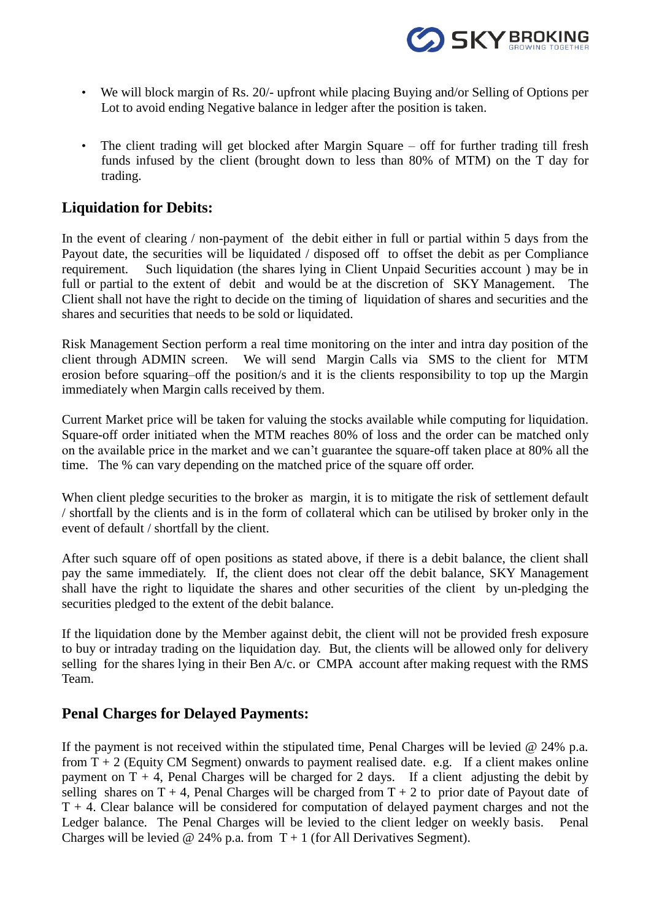- We will block margin of Rs. 20/- upfront while placing Buying and/or Selling of Options per Lot to avoid ending Negative balance in ledger after the position is taken.

- The client trading will get blocked after Margin Square – off for further trading till fresh funds infused by the client (brought down to less than 80% of MTM) on the T day for trading.

## Liquidation for Debits:

In the event of clearing / non-payment of the debit either in full or partial within 5 days from the Payout date, the securities will be liquidated / disposed off to offset the debit as per Compliance requirement. Such liquidation (the shares lying in Client Unpaid Securities account ) may be in full or partial to the extent of debit and would be at the discretion of SKY Management. The Client shall not have the right to decide on the timing of liquidation of shares and securities and the shares and securities that needs to be sold or liquidated.

Risk Management Section perform a real time monitoring on the inter and intra day position of the client through ADMIN screen. We will send Margin Calls via SMS to the client for MTM erosion before squaring–off the position/s and it is the clients responsibility to top up the Margin immediately when Margin calls received by them.

Current Market price will be taken for valuing the stocks available while computing for liquidation. Square-off order initiated when the MTM reaches 80% of loss and the order can be matched only on the available price in the market and we can't guarantee the square-off taken place at 80% all the time. The % can vary depending on the matched price of the square off order.

When client pledge securities to the broker as margin, it is to mitigate the risk of settlement default / shortfall by the clients and is in the form of collateral which can be utilised by broker only in the event of default / shortfall by the client.

After such square off of open positions as stated above, if there is a debit balance, the client shall pay the same immediately. If, the client does not clear off the debit balance, SKY Management shall have the right to liquidate the shares and other securities of the client by un-pledging the securities pledged to the extent of the debit balance.

If the liquidation done by the Member against debit, the client will not be provided fresh exposure to buy or intraday trading on the liquidation day. But, the clients will be allowed only for delivery selling for the shares lying in their Ben A/c. or CMPA account after making request with the RMS Team.

## Penal Charges for Delayed Payments:

If the payment is not received within the stipulated time, Penal Charges will be levied @ 24% p.a. from T + 2 (Equity CM Segment) onwards to payment realised date. e.g. If a client makes online payment on T + 4, Penal Charges will be charged for 2 days. If a client adjusting the debit by selling shares on T + 4, Penal Charges will be charged from T + 2 to prior date of Payout date of T + 4. Clear balance will be considered for computation of delayed payment charges and not the Ledger balance. The Penal Charges will be levied to the client ledger on weekly basis. Penal Charges will be levied @ 24% p.a. from T + 1 (for All Derivatives Segment).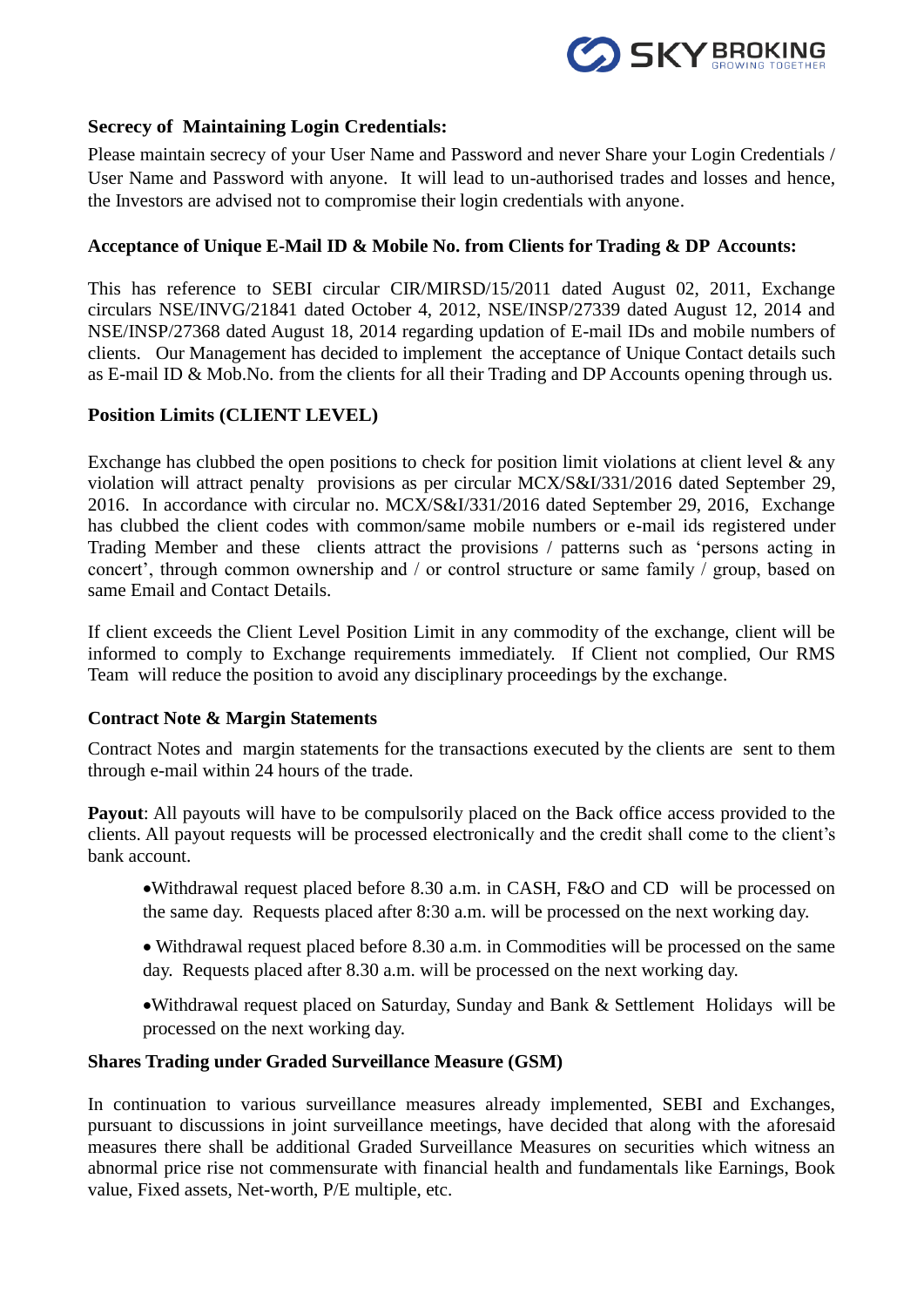**Secrecy of Maintaining Login Credentials:**

Please maintain secrecy of your User Name and Password and never Share your Login Credentials / User Name and Password with anyone. It will lead to un-authorised trades and losses and hence, the Investors are advised not to compromise their login credentials with anyone.

**Acceptance of Unique E-Mail ID & Mobile No. from Clients for Trading & DP Accounts:**

This has reference to SEBI circular CIR/MIRSD/15/2011 dated August 02, 2011, Exchange circulars NSE/INVG/21841 dated October 4, 2012, NSE/INSP/27339 dated August 12, 2014 and NSE/INSP/27368 dated August 18, 2014 regarding updation of E-mail IDs and mobile numbers of clients. Our Management has decided to implement the acceptance of Unique Contact details such as E-mail ID & Mob.No. from the clients for all their Trading and DP Accounts opening through us.

**Position Limits (CLIENT LEVEL)**

Exchange has clubbed the open positions to check for position limit violations at client level & any violation will attract penalty provisions as per circular MCX/S&I/331/2016 dated September 29, 2016. In accordance with circular no. MCX/S&I/331/2016 dated September 29, 2016, Exchange has clubbed the client codes with common/same mobile numbers or e-mail ids registered under Trading Member and these clients attract the provisions / patterns such as 'persons acting in concert', through common ownership and / or control structure or same family / group, based on same Email and Contact Details.

If client exceeds the Client Level Position Limit in any commodity of the exchange, client will be informed to comply to Exchange requirements immediately. If Client not complied, Our RMS Team will reduce the position to avoid any disciplinary proceedings by the exchange.

**Contract Note & Margin Statements**

Contract Notes and margin statements for the transactions executed by the clients are sent to them through e-mail within 24 hours of the trade.

**Payout**: All payouts will have to be compulsorily placed on the Back office access provided to the clients. All payout requests will be processed electronically and the credit shall come to the client's bank account.

- Withdrawal request placed before 8.30 a.m. in CASH, F&O and CD will be processed on the same day. Requests placed after 8:30 a.m. will be processed on the next working day.
- Withdrawal request placed before 8.30 a.m. in Commodities will be processed on the same day. Requests placed after 8.30 a.m. will be processed on the next working day.
- Withdrawal request placed on Saturday, Sunday and Bank & Settlement Holidays will be processed on the next working day.

**Shares Trading under Graded Surveillance Measure (GSM)**

In continuation to various surveillance measures already implemented, SEBI and Exchanges, pursuant to discussions in joint surveillance meetings, have decided that along with the aforesaid measures there shall be additional Graded Surveillance Measures on securities which witness an abnormal price rise not commensurate with financial health and fundamentals like Earnings, Book value, Fixed assets, Net-worth, P/E multiple, etc.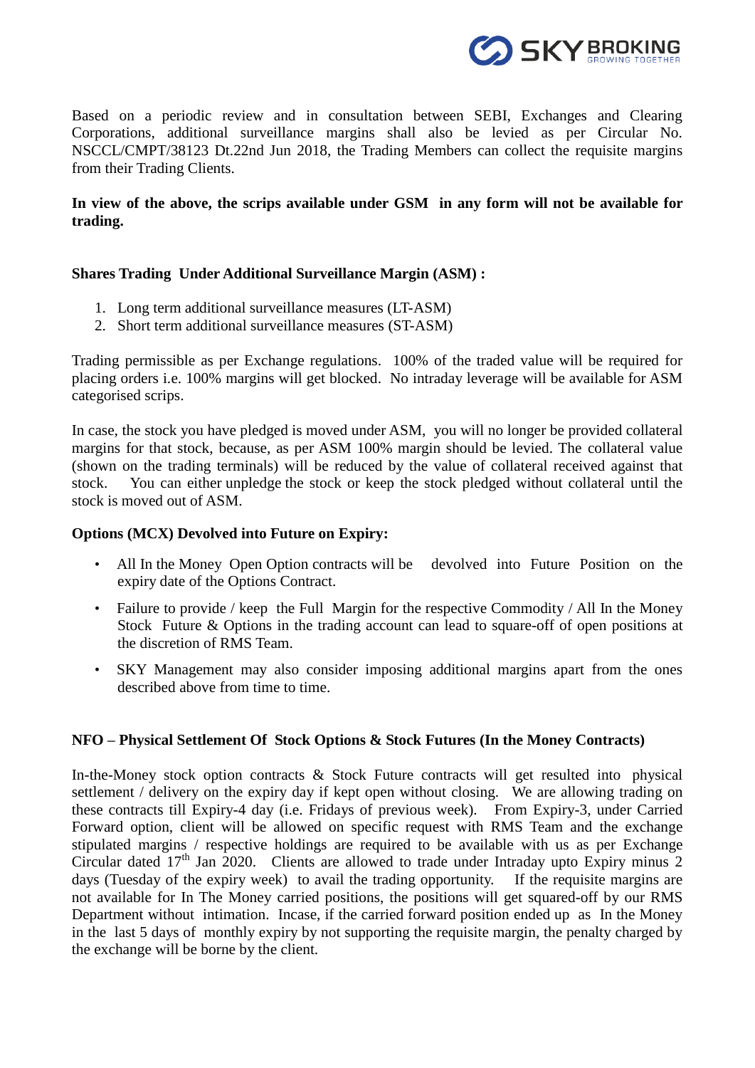Based on a periodic review and in consultation between SEBI, Exchanges and Clearing Corporations, additional surveillance margins shall also be levied as per Circular No. NSCCL/CMPT/38123 Dt.22nd Jun 2018, the Trading Members can collect the requisite margins from their Trading Clients.

**In view of the above, the scrips available under GSM in any form will not be available for trading.**

**Shares Trading Under Additional Surveillance Margin (ASM) :**

1. Long term additional surveillance measures (LT-ASM)
2. Short term additional surveillance measures (ST-ASM)

Trading permissible as per Exchange regulations. 100% of the traded value will be required for placing orders i.e. 100% margins will get blocked. No intraday leverage will be available for ASM categorised scrips.

In case, the stock you have pledged is moved under ASM, you will no longer be provided collateral margins for that stock, because, as per ASM 100% margin should be levied. The collateral value (shown on the trading terminals) will be reduced by the value of collateral received against that stock. You can either unpledge the stock or keep the stock pledged without collateral until the stock is moved out of ASM.

**Options (MCX) Devolved into Future on Expiry:**

- All In the Money Open Option contracts will be devolved into Future Position on the expiry date of the Options Contract.
- Failure to provide / keep the Full Margin for the respective Commodity / All In the Money Stock Future & Options in the trading account can lead to square-off of open positions at the discretion of RMS Team.
- SKY Management may also consider imposing additional margins apart from the ones described above from time to time.

**NFO – Physical Settlement Of Stock Options & Stock Futures (In the Money Contracts)**

In-the-Money stock option contracts & Stock Future contracts will get resulted into physical settlement / delivery on the expiry day if kept open without closing. We are allowing trading on these contracts till Expiry-4 day (i.e. Fridays of previous week). From Expiry-3, under Carried Forward option, client will be allowed on specific request with RMS Team and the exchange stipulated margins / respective holdings are required to be available with us as per Exchange Circular dated 17th Jan 2020. Clients are allowed to trade under Intraday upto Expiry minus 2 days (Tuesday of the expiry week) to avail the trading opportunity. If the requisite margins are not available for In The Money carried positions, the positions will get squared-off by our RMS Department without intimation. Incase, if the carried forward position ended up as In the Money in the last 5 days of monthly expiry by not supporting the requisite margin, the penalty charged by the exchange will be borne by the client.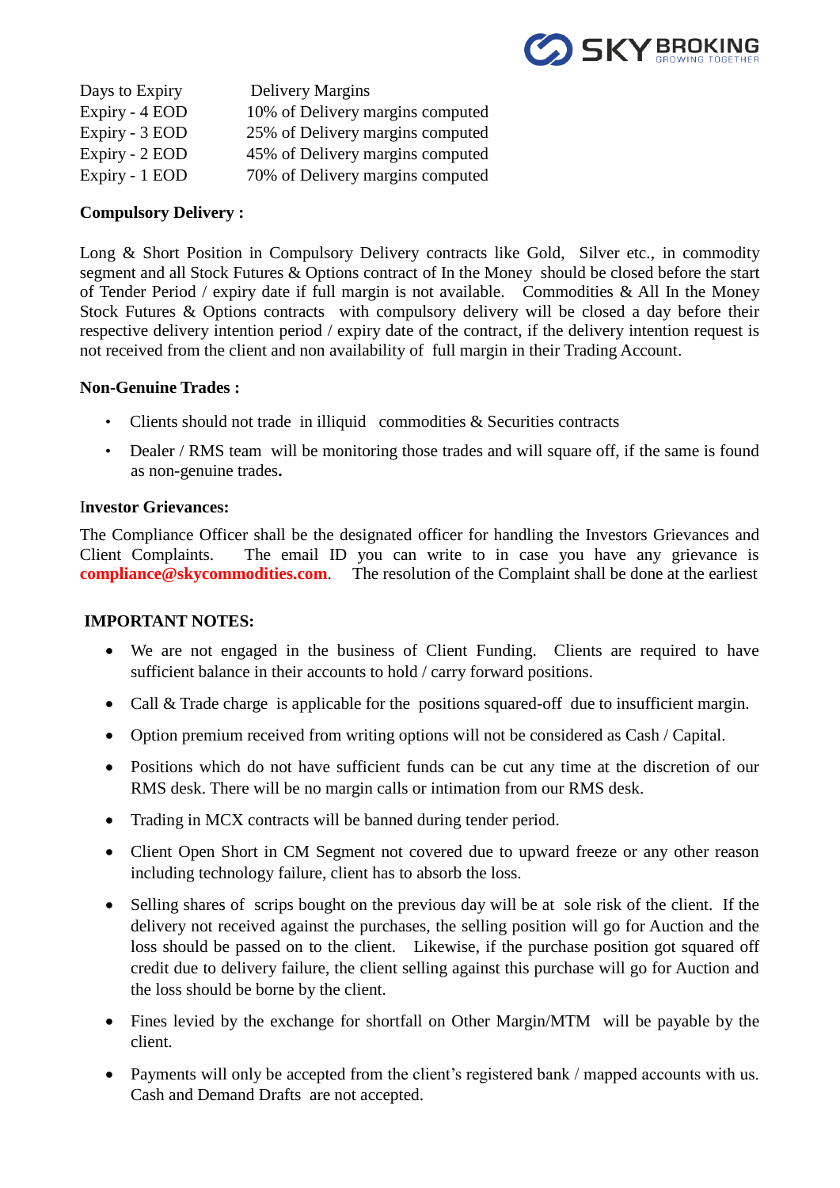| Days to Expiry | Delivery Margins |
|---|---|
| Expiry - 4 EOD | 10% of Delivery margins computed |
| Expiry - 3 EOD | 25% of Delivery margins computed |
| Expiry - 2 EOD | 45% of Delivery margins computed |
| Expiry - 1 EOD | 70% of Delivery margins computed |

**Compulsory Delivery :**

Long & Short Position in Compulsory Delivery contracts like Gold, Silver etc., in commodity segment and all Stock Futures & Options contract of In the Money should be closed before the start of Tender Period / expiry date if full margin is not available. Commodities & All In the Money Stock Futures & Options contracts with compulsory delivery will be closed a day before their respective delivery intention period / expiry date of the contract, if the delivery intention request is not received from the client and non availability of full margin in their Trading Account.

**Non-Genuine Trades :**

- Clients should not trade in illiquid commodities & Securities contracts
- Dealer / RMS team will be monitoring those trades and will square off, if the same is found as non-genuine trades**.**

**Investor Grievances:**

The Compliance Officer shall be the designated officer for handling the Investors Grievances and Client Complaints. The email ID you can write to in case you have any grievance is **compliance@skycommodities.com**. The resolution of the Complaint shall be done at the earliest

**IMPORTANT NOTES:**

- We are not engaged in the business of Client Funding. Clients are required to have sufficient balance in their accounts to hold / carry forward positions.
- Call & Trade charge is applicable for the positions squared-off due to insufficient margin.
- Option premium received from writing options will not be considered as Cash / Capital.
- Positions which do not have sufficient funds can be cut any time at the discretion of our RMS desk. There will be no margin calls or intimation from our RMS desk.
- Trading in MCX contracts will be banned during tender period.
- Client Open Short in CM Segment not covered due to upward freeze or any other reason including technology failure, client has to absorb the loss.
- Selling shares of scrips bought on the previous day will be at sole risk of the client. If the delivery not received against the purchases, the selling position will go for Auction and the loss should be passed on to the client. Likewise, if the purchase position got squared off credit due to delivery failure, the client selling against this purchase will go for Auction and the loss should be borne by the client.
- Fines levied by the exchange for shortfall on Other Margin/MTM will be payable by the client.
- Payments will only be accepted from the client's registered bank / mapped accounts with us. Cash and Demand Drafts are not accepted.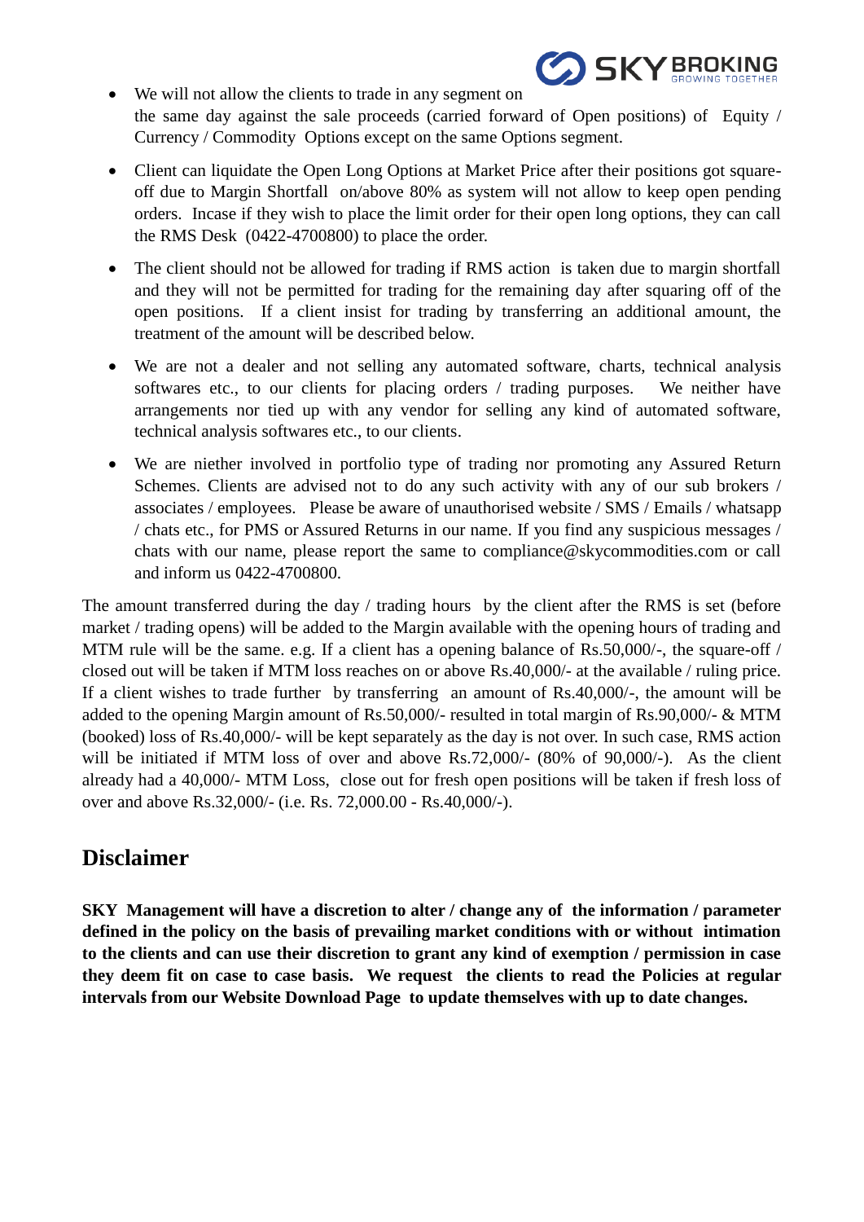- We will not allow the clients to trade in any segment on the same day against the sale proceeds (carried forward of Open positions) of Equity / Currency / Commodity Options except on the same Options segment.

- Client can liquidate the Open Long Options at Market Price after their positions got square-off due to Margin Shortfall on/above 80% as system will not allow to keep open pending orders. Incase if they wish to place the limit order for their open long options, they can call the RMS Desk (0422-4700800) to place the order.

- The client should not be allowed for trading if RMS action is taken due to margin shortfall and they will not be permitted for trading for the remaining day after squaring off of the open positions. If a client insist for trading by transferring an additional amount, the treatment of the amount will be described below.

- We are not a dealer and not selling any automated software, charts, technical analysis softwares etc., to our clients for placing orders / trading purposes. We neither have arrangements nor tied up with any vendor for selling any kind of automated software, technical analysis softwares etc., to our clients.

- We are niether involved in portfolio type of trading nor promoting any Assured Return Schemes. Clients are advised not to do any such activity with any of our sub brokers / associates / employees. Please be aware of unauthorised website / SMS / Emails / whatsapp / chats etc., for PMS or Assured Returns in our name. If you find any suspicious messages / chats with our name, please report the same to compliance@skycommodities.com or call and inform us 0422-4700800.

The amount transferred during the day / trading hours by the client after the RMS is set (before market / trading opens) will be added to the Margin available with the opening hours of trading and MTM rule will be the same. e.g. If a client has a opening balance of Rs.50,000/-, the square-off / closed out will be taken if MTM loss reaches on or above Rs.40,000/- at the available / ruling price. If a client wishes to trade further by transferring an amount of Rs.40,000/-, the amount will be added to the opening Margin amount of Rs.50,000/- resulted in total margin of Rs.90,000/- & MTM (booked) loss of Rs.40,000/- will be kept separately as the day is not over. In such case, RMS action will be initiated if MTM loss of over and above Rs.72,000/- (80% of 90,000/-). As the client already had a 40,000/- MTM Loss, close out for fresh open positions will be taken if fresh loss of over and above Rs.32,000/- (i.e. Rs. 72,000.00 - Rs.40,000/-).

## Disclaimer

**SKY Management will have a discretion to alter / change any of the information / parameter defined in the policy on the basis of prevailing market conditions with or without intimation to the clients and can use their discretion to grant any kind of exemption / permission in case they deem fit on case to case basis. We request the clients to read the Policies at regular intervals from our Website Download Page to update themselves with up to date changes.**